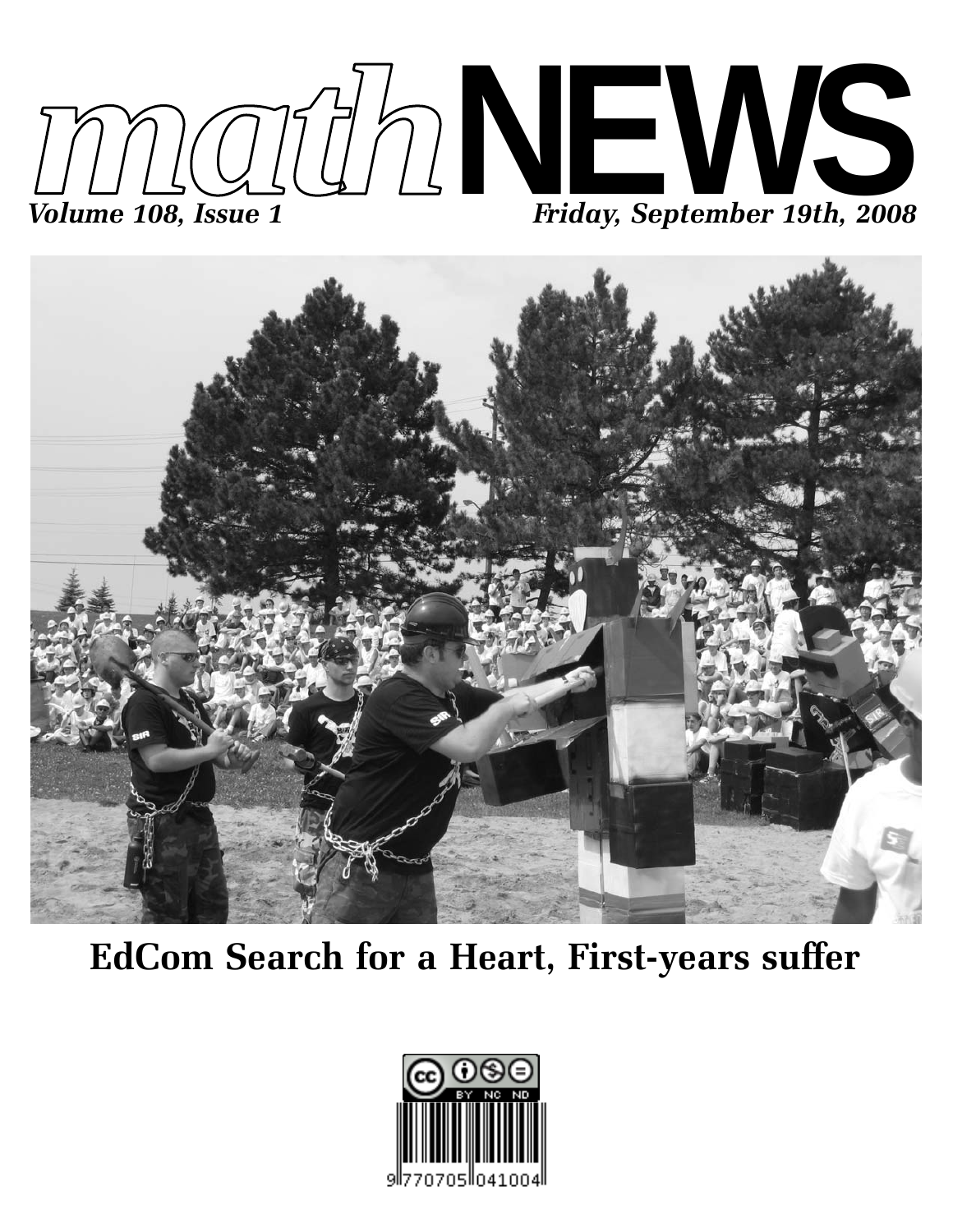# mathNEWS

*Volume 108, Issue 1* *Friday, September 19th, 2008*

## EdCom Search for a Heart, First-years suffer

9 770705 041004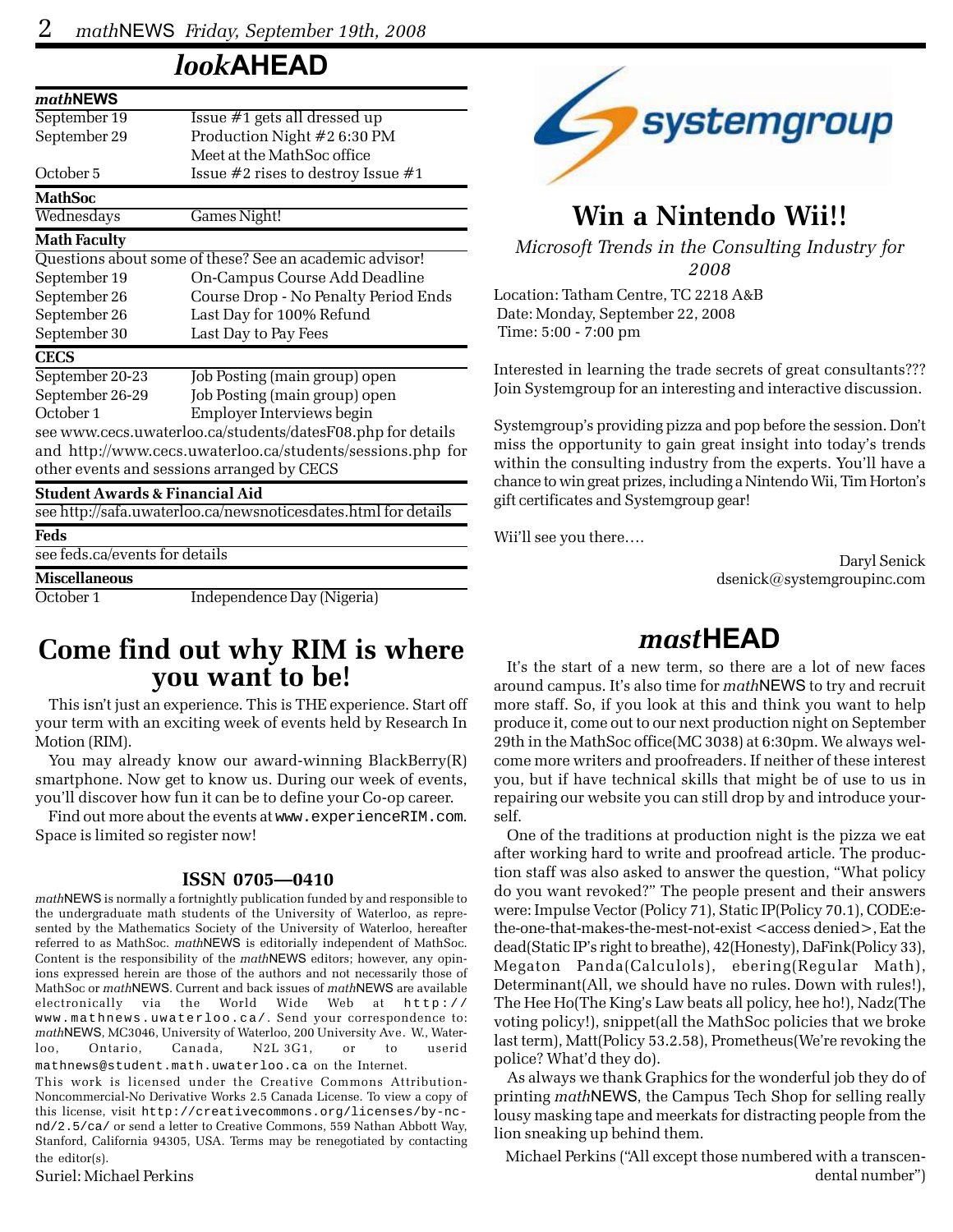## *look*AHEAD

| ***math*NEWS** | |
|---|---|
| September 19 | Issue #1 gets all dressed up |
| September 29 | Production Night #2 6:30 PM Meet at the MathSoc office |
| October 5 | Issue #2 rises to destroy Issue #1 |

| **MathSoc** | |
|---|---|
| Wednesdays | Games Night! |

**Math Faculty**

Questions about some of these? See an academic advisor!

| | |
|---|---|
| September 19 | On-Campus Course Add Deadline |
| September 26 | Course Drop - No Penalty Period Ends |
| September 26 | Last Day for 100% Refund |
| September 30 | Last Day to Pay Fees |

| **CECS** | |
|---|---|
| September 20-23 | Job Posting (main group) open |
| September 26-29 | Job Posting (main group) open |
| October 1 | Employer Interviews begin |

see www.cecs.uwaterloo.ca/students/datesF08.php for details and http://www.cecs.uwaterloo.ca/students/sessions.php for other events and sessions arranged by CECS

**Student Awards & Financial Aid**

see http://safa.uwaterloo.ca/newsnoticesdates.html for details

**Feds**

see feds.ca/events for details

| **Miscellaneous** | |
|---|---|
| October 1 | Independence Day (Nigeria) |

## Come find out why RIM is where you want to be!

This isn't just an experience. This is THE experience. Start off your term with an exciting week of events held by Research In Motion (RIM).

You may already know our award-winning BlackBerry(R) smartphone. Now get to know us. During our week of events, you'll discover how fun it can be to define your Co-op career.

Find out more about the events at www.experienceRIM.com. Space is limited so register now!

### ISSN 0705—0410

*math*NEWS is normally a fortnightly publication funded by and responsible to the undergraduate math students of the University of Waterloo, as represented by the Mathematics Society of the University of Waterloo, hereafter referred to as MathSoc. *math*NEWS is editorially independent of MathSoc. Content is the responsibility of the *math*NEWS editors; however, any opinions expressed herein are those of the authors and not necessarily those of MathSoc or *math*NEWS. Current and back issues of *math*NEWS are available electronically via the World Wide Web at http://www.mathnews.uwaterloo.ca/. Send your correspondence to: *math*NEWS, MC3046, University of Waterloo, 200 University Ave. W., Waterloo, Ontario, Canada, N2L 3G1, or to userid mathnews@student.math.uwaterloo.ca on the Internet.

This work is licensed under the Creative Commons Attribution-Noncommercial-No Derivative Works 2.5 Canada License. To view a copy of this license, visit http://creativecommons.org/licenses/by-nc-nd/2.5/ca/ or send a letter to Creative Commons, 559 Nathan Abbott Way, Stanford, California 94305, USA. Terms may be renegotiated by contacting the editor(s).

Suriel: Michael Perkins

systemgroup

## Win a Nintendo Wii!!

*Microsoft Trends in the Consulting Industry for 2008*

Location: Tatham Centre, TC 2218 A&B
Date: Monday, September 22, 2008
Time: 5:00 - 7:00 pm

Interested in learning the trade secrets of great consultants??? Join Systemgroup for an interesting and interactive discussion.

Systemgroup's providing pizza and pop before the session. Don't miss the opportunity to gain great insight into today's trends within the consulting industry from the experts. You'll have a chance to win great prizes, including a Nintendo Wii, Tim Horton's gift certificates and Systemgroup gear!

Wii'll see you there….

Daryl Senick
dsenick@systemgroupinc.com

## *mast*HEAD

It's the start of a new term, so there are a lot of new faces around campus. It's also time for *math*NEWS to try and recruit more staff. So, if you look at this and think you want to help produce it, come out to our next production night on September 29th in the MathSoc office(MC 3038) at 6:30pm. We always welcome more writers and proofreaders. If neither of these interest you, but if have technical skills that might be of use to us in repairing our website you can still drop by and introduce yourself.

One of the traditions at production night is the pizza we eat after working hard to write and proofread article. The production staff was also asked to answer the question, "What policy do you want revoked?" The people present and their answers were: Impulse Vector (Policy 71), Static IP(Policy 70.1), CODE:e-the-one-that-makes-the-mest-not-exist <access denied>, Eat the dead(Static IP's right to breathe), 42(Honesty), DaFink(Policy 33), Megaton Panda(Calculols), ebering(Regular Math), Determinant(All, we should have no rules. Down with rules!), The Hee Ho(The King's Law beats all policy, hee ho!), Nadz(The voting policy!), snippet(all the MathSoc policies that we broke last term), Matt(Policy 53.2.58), Prometheus(We're revoking the police? What'd they do).

As always we thank Graphics for the wonderful job they do of printing *math*NEWS, the Campus Tech Shop for selling really lousy masking tape and meerkats for distracting people from the lion sneaking up behind them.

Michael Perkins ("All except those numbered with a transcendental number")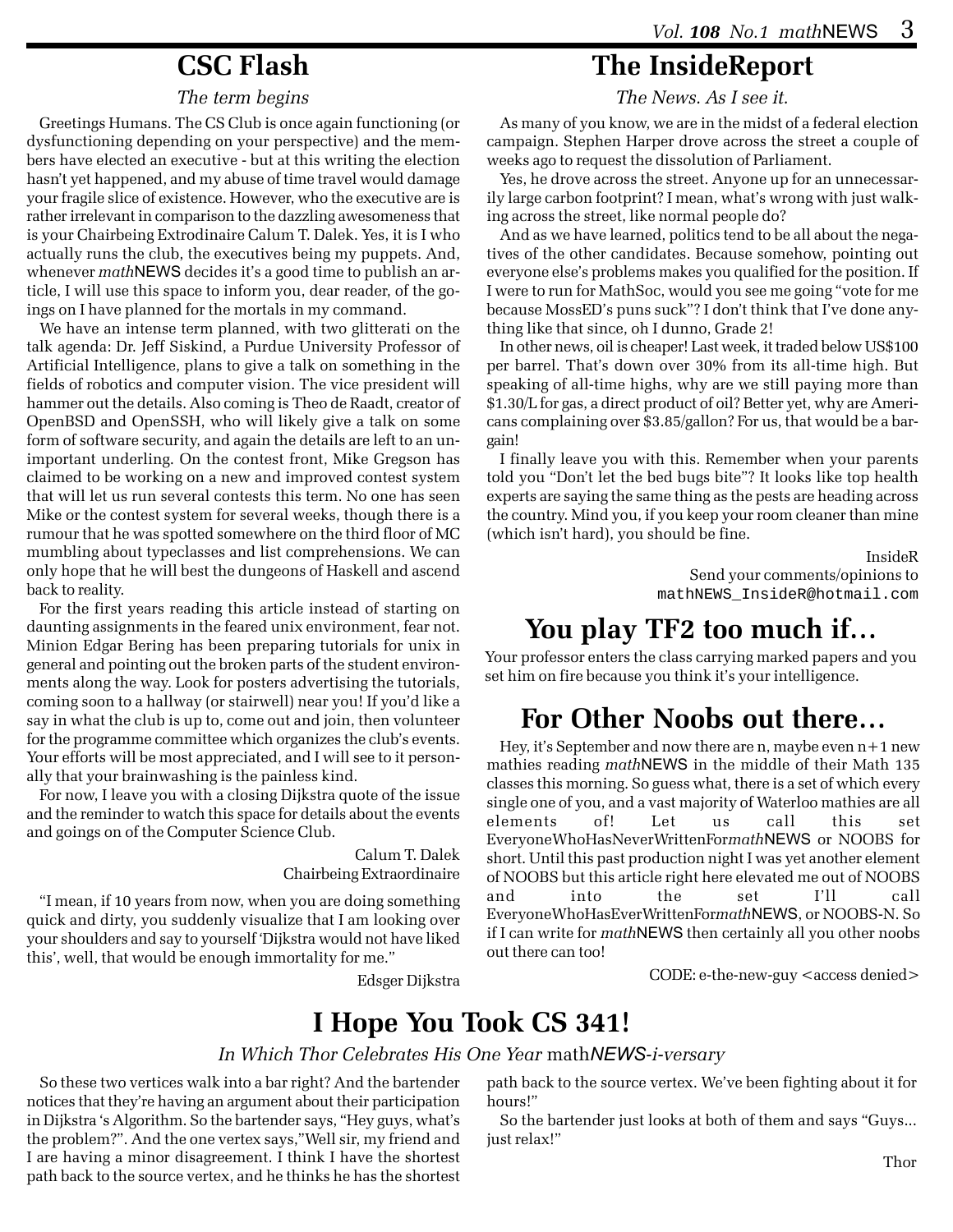## CSC Flash

*The term begins*

Greetings Humans. The CS Club is once again functioning (or dysfunctioning depending on your perspective) and the members have elected an executive - but at this writing the election hasn't yet happened, and my abuse of time travel would damage your fragile slice of existence. However, who the executive are is rather irrelevant in comparison to the dazzling awesomeness that is your Chairbeing Extrodinaire Calum T. Dalek. Yes, it is I who actually runs the club, the executives being my puppets. And, whenever *math*NEWS decides it's a good time to publish an article, I will use this space to inform you, dear reader, of the goings on I have planned for the mortals in my command.

We have an intense term planned, with two glitterati on the talk agenda: Dr. Jeff Siskind, a Purdue University Professor of Artificial Intelligence, plans to give a talk on something in the fields of robotics and computer vision. The vice president will hammer out the details. Also coming is Theo de Raadt, creator of OpenBSD and OpenSSH, who will likely give a talk on some form of software security, and again the details are left to an unimportant underling. On the contest front, Mike Gregson has claimed to be working on a new and improved contest system that will let us run several contests this term. No one has seen Mike or the contest system for several weeks, though there is a rumour that he was spotted somewhere on the third floor of MC mumbling about typeclasses and list comprehensions. We can only hope that he will best the dungeons of Haskell and ascend back to reality.

For the first years reading this article instead of starting on daunting assignments in the feared unix environment, fear not. Minion Edgar Bering has been preparing tutorials for unix in general and pointing out the broken parts of the student environments along the way. Look for posters advertising the tutorials, coming soon to a hallway (or stairwell) near you! If you'd like a say in what the club is up to, come out and join, then volunteer for the programme committee which organizes the club's events. Your efforts will be most appreciated, and I will see to it personally that your brainwashing is the painless kind.

For now, I leave you with a closing Dijkstra quote of the issue and the reminder to watch this space for details about the events and goings on of the Computer Science Club.

Calum T. Dalek
Chairbeing Extraordinaire

"I mean, if 10 years from now, when you are doing something quick and dirty, you suddenly visualize that I am looking over your shoulders and say to yourself 'Dijkstra would not have liked this', well, that would be enough immortality for me."

Edsger Dijkstra

## The InsideReport

*The News. As I see it.*

As many of you know, we are in the midst of a federal election campaign. Stephen Harper drove across the street a couple of weeks ago to request the dissolution of Parliament.

Yes, he drove across the street. Anyone up for an unnecessarily large carbon footprint? I mean, what's wrong with just walking across the street, like normal people do?

And as we have learned, politics tend to be all about the negatives of the other candidates. Because somehow, pointing out everyone else's problems makes you qualified for the position. If I were to run for MathSoc, would you see me going "vote for me because MossED's puns suck"? I don't think that I've done anything like that since, oh I dunno, Grade 2!

In other news, oil is cheaper! Last week, it traded below US$100 per barrel. That's down over 30% from its all-time high. But speaking of all-time highs, why are we still paying more than $1.30/L for gas, a direct product of oil? Better yet, why are Americans complaining over $3.85/gallon? For us, that would be a bargain!

I finally leave you with this. Remember when your parents told you "Don't let the bed bugs bite"? It looks like top health experts are saying the same thing as the pests are heading across the country. Mind you, if you keep your room cleaner than mine (which isn't hard), you should be fine.

InsideR
Send your comments/opinions to
`mathNEWS_InsideR@hotmail.com`

## You play TF2 too much if...

Your professor enters the class carrying marked papers and you set him on fire because you think it's your intelligence.

## For Other Noobs out there...

Hey, it's September and now there are n, maybe even n+1 new mathies reading *math*NEWS in the middle of their Math 135 classes this morning. So guess what, there is a set of which every single one of you, and a vast majority of Waterloo mathies are all elements of! Let us call this set EveryoneWhoHasNeverWrittenFor*math*NEWS or NOOBS for short. Until this past production night I was yet another element of NOOBS but this article right here elevated me out of NOOBS and into the set I'll call EveryoneWhoHasEverWrittenFor*math*NEWS, or NOOBS-N. So if I can write for *math*NEWS then certainly all you other noobs out there can too!

CODE: e-the-new-guy <access denied>

## I Hope You Took CS 341!

*In Which Thor Celebrates His One Year* math*NEWS-i-versary*

So these two vertices walk into a bar right? And the bartender notices that they're having an argument about their participation in Dijkstra 's Algorithm. So the bartender says, "Hey guys, what's the problem?". And the one vertex says,"Well sir, my friend and I are having a minor disagreement. I think I have the shortest path back to the source vertex, and he thinks he has the shortest path back to the source vertex. We've been fighting about it for hours!"

So the bartender just looks at both of them and says "Guys... just relax!"

Thor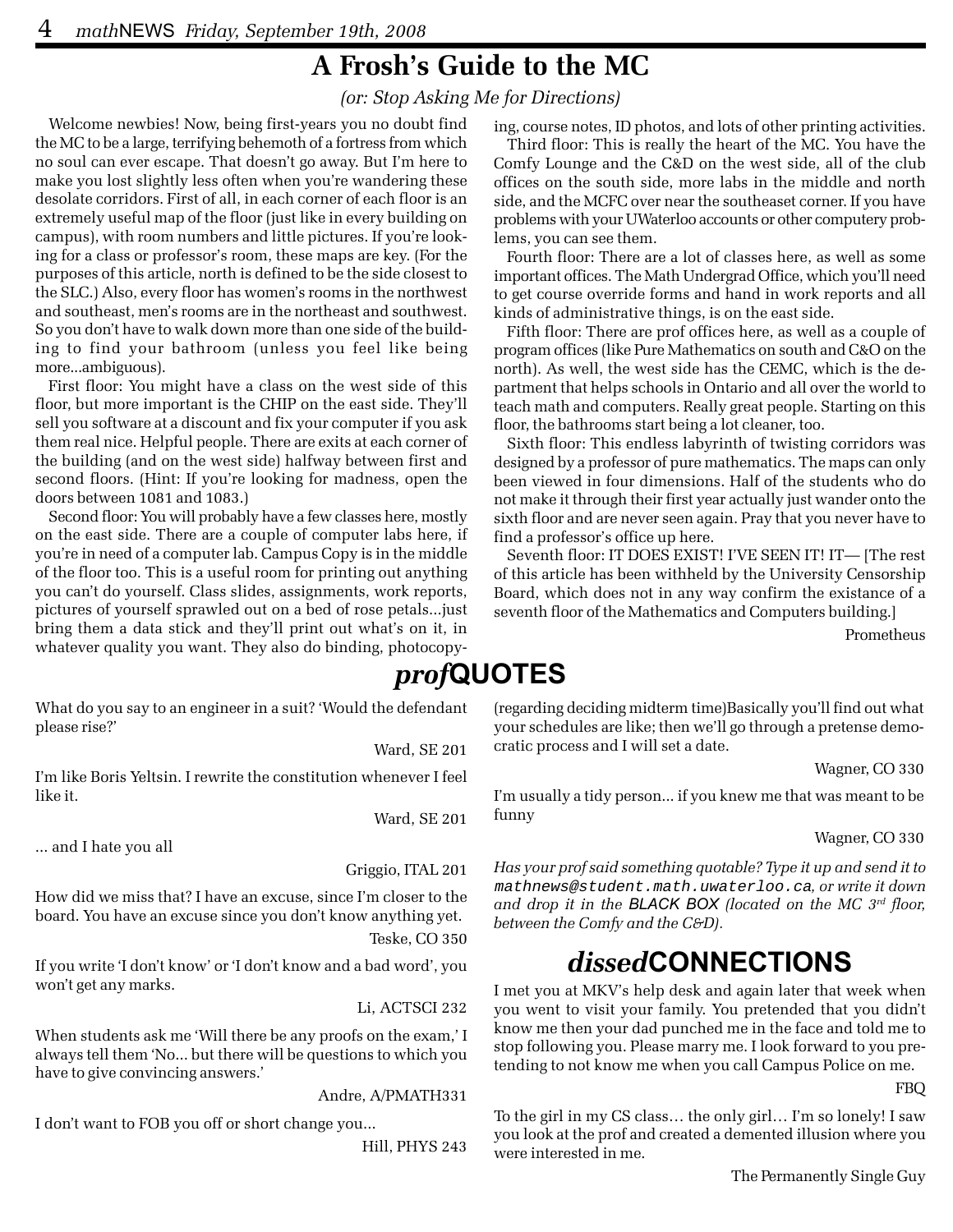# A Frosh's Guide to the MC

*(or: Stop Asking Me for Directions)*

Welcome newbies! Now, being first-years you no doubt find the MC to be a large, terrifying behemoth of a fortress from which no soul can ever escape. That doesn't go away. But I'm here to make you lost slightly less often when you're wandering these desolate corridors. First of all, in each corner of each floor is an extremely useful map of the floor (just like in every building on campus), with room numbers and little pictures. If you're looking for a class or professor's room, these maps are key. (For the purposes of this article, north is defined to be the side closest to the SLC.) Also, every floor has women's rooms in the northwest and southeast, men's rooms are in the northeast and southwest. So you don't have to walk down more than one side of the building to find your bathroom (unless you feel like being more...ambiguous).

First floor: You might have a class on the west side of this floor, but more important is the CHIP on the east side. They'll sell you software at a discount and fix your computer if you ask them real nice. Helpful people. There are exits at each corner of the building (and on the west side) halfway between first and second floors. (Hint: If you're looking for madness, open the doors between 1081 and 1083.)

Second floor: You will probably have a few classes here, mostly on the east side. There are a couple of computer labs here, if you're in need of a computer lab. Campus Copy is in the middle of the floor too. This is a useful room for printing out anything you can't do yourself. Class slides, assignments, work reports, pictures of yourself sprawled out on a bed of rose petals...just bring them a data stick and they'll print out what's on it, in whatever quality you want. They also do binding, photocopying, course notes, ID photos, and lots of other printing activities.

Third floor: This is really the heart of the MC. You have the Comfy Lounge and the C&D on the west side, all of the club offices on the south side, more labs in the middle and north side, and the MCFC over near the southeaset corner. If you have problems with your UWaterloo accounts or other computery problems, you can see them.

Fourth floor: There are a lot of classes here, as well as some important offices. The Math Undergrad Office, which you'll need to get course override forms and hand in work reports and all kinds of administrative things, is on the east side.

Fifth floor: There are prof offices here, as well as a couple of program offices (like Pure Mathematics on south and C&O on the north). As well, the west side has the CEMC, which is the department that helps schools in Ontario and all over the world to teach math and computers. Really great people. Starting on this floor, the bathrooms start being a lot cleaner, too.

Sixth floor: This endless labyrinth of twisting corridors was designed by a professor of pure mathematics. The maps can only been viewed in four dimensions. Half of the students who do not make it through their first year actually just wander onto the sixth floor and are never seen again. Pray that you never have to find a professor's office up here.

Seventh floor: IT DOES EXIST! I'VE SEEN IT! IT— [The rest of this article has been withheld by the University Censorship Board, which does not in any way confirm the existance of a seventh floor of the Mathematics and Computers building.]

Prometheus

# *prof*QUOTES

What do you say to an engineer in a suit? 'Would the defendant please rise?'

Ward, SE 201

I'm like Boris Yeltsin. I rewrite the constitution whenever I feel like it.

Ward, SE 201

... and I hate you all

Griggio, ITAL 201

How did we miss that? I have an excuse, since I'm closer to the board. You have an excuse since you don't know anything yet.

Teske, CO 350

If you write 'I don't know' or 'I don't know and a bad word', you won't get any marks.

Li, ACTSCI 232

When students ask me 'Will there be any proofs on the exam,' I always tell them 'No... but there will be questions to which you have to give convincing answers.'

Andre, A/PMATH331

I don't want to FOB you off or short change you...

Hill, PHYS 243

(regarding deciding midterm time)Basically you'll find out what your schedules are like; then we'll go through a pretense democratic process and I will set a date.

Wagner, CO 330

I'm usually a tidy person... if you knew me that was meant to be funny

Wagner, CO 330

*Has your prof said something quotable? Type it up and send it to `mathnews@student.math.uwaterloo.ca`, or write it down and drop it in the BLACK BOX (located on the MC 3rd floor, between the Comfy and the C&D).*

# *dissed*CONNECTIONS

I met you at MKV's help desk and again later that week when you went to visit your family. You pretended that you didn't know me then your dad punched me in the face and told me to stop following you. Please marry me. I look forward to you pretending to not know me when you call Campus Police on me.

FBQ

To the girl in my CS class… the only girl… I'm so lonely! I saw you look at the prof and created a demented illusion where you were interested in me.

The Permanently Single Guy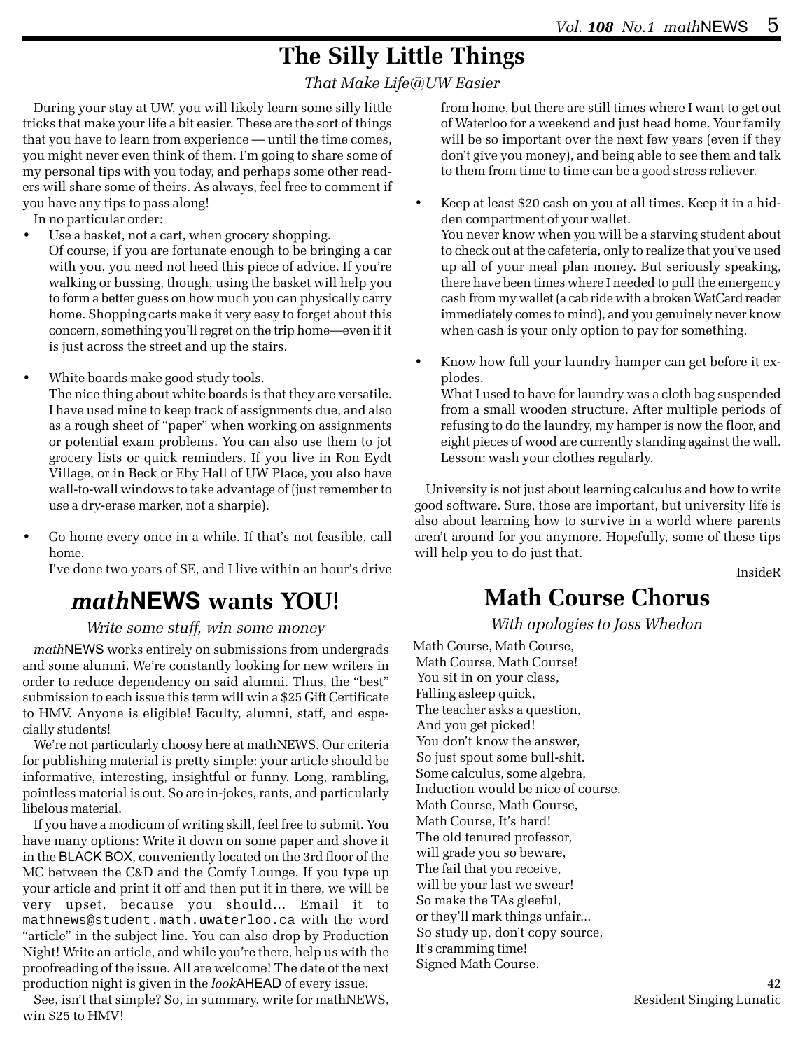# The Silly Little Things

*That Make Life@UW Easier*

During your stay at UW, you will likely learn some silly little tricks that make your life a bit easier. These are the sort of things that you have to learn from experience — until the time comes, you might never even think of them. I'm going to share some of my personal tips with you today, and perhaps some other readers will share some of theirs. As always, feel free to comment if you have any tips to pass along!

In no particular order:

- Use a basket, not a cart, when grocery shopping.
  Of course, if you are fortunate enough to be bringing a car with you, you need not heed this piece of advice. If you're walking or bussing, though, using the basket will help you to form a better guess on how much you can physically carry home. Shopping carts make it very easy to forget about this concern, something you'll regret on the trip home—even if it is just across the street and up the stairs.

- White boards make good study tools.
  The nice thing about white boards is that they are versatile. I have used mine to keep track of assignments due, and also as a rough sheet of "paper" when working on assignments or potential exam problems. You can also use them to jot grocery lists or quick reminders. If you live in Ron Eydt Village, or in Beck or Eby Hall of UW Place, you also have wall-to-wall windows to take advantage of (just remember to use a dry-erase marker, not a sharpie).

- Go home every once in a while. If that's not feasible, call home.
  I've done two years of SE, and I live within an hour's drive from home, but there are still times where I want to get out of Waterloo for a weekend and just head home. Your family will be so important over the next few years (even if they don't give you money), and being able to see them and talk to them from time to time can be a good stress reliever.

- Keep at least $20 cash on you at all times. Keep it in a hidden compartment of your wallet.
  You never know when you will be a starving student about to check out at the cafeteria, only to realize that you've used up all of your meal plan money. But seriously speaking, there have been times where I needed to pull the emergency cash from my wallet (a cab ride with a broken WatCard reader immediately comes to mind), and you genuinely never know when cash is your only option to pay for something.

- Know how full your laundry hamper can get before it explodes.
  What I used to have for laundry was a cloth bag suspended from a small wooden structure. After multiple periods of refusing to do the laundry, my hamper is now the floor, and eight pieces of wood are currently standing against the wall. Lesson: wash your clothes regularly.

University is not just about learning calculus and how to write good software. Sure, those are important, but university life is also about learning how to survive in a world where parents aren't around for you anymore. Hopefully, some of these tips will help you to do just that.

InsideR

# *math*NEWS wants YOU!

*Write some stuff, win some money*

*math*NEWS works entirely on submissions from undergrads and some alumni. We're constantly looking for new writers in order to reduce dependency on said alumni. Thus, the "best" submission to each issue this term will win a $25 Gift Certificate to HMV. Anyone is eligible! Faculty, alumni, staff, and especially students!

We're not particularly choosy here at mathNEWS. Our criteria for publishing material is pretty simple: your article should be informative, interesting, insightful or funny. Long, rambling, pointless material is out. So are in-jokes, rants, and particularly libelous material.

If you have a modicum of writing skill, feel free to submit. You have many options: Write it down on some paper and shove it in the BLACK BOX, conveniently located on the 3rd floor of the MC between the C&D and the Comfy Lounge. If you type up your article and print it off and then put it in there, we will be very upset, because you should... Email it to mathnews@student.math.uwaterloo.ca with the word "article" in the subject line. You can also drop by Production Night! Write an article, and while you're there, help us with the proofreading of the issue. All are welcome! The date of the next production night is given in the *look*AHEAD of every issue.

See, isn't that simple? So, in summary, write for mathNEWS, win $25 to HMV!

# Math Course Chorus

*With apologies to Joss Whedon*

Math Course, Math Course,
Math Course, Math Course!
You sit in on your class,
Falling asleep quick,
The teacher asks a question,
And you get picked!
You don't know the answer,
So just spout some bull-shit.
Some calculus, some algebra,
Induction would be nice of course.
Math Course, Math Course,
Math Course, It's hard!
The old tenured professor,
will grade you so beware,
The fail that you receive,
will be your last we swear!
So make the TAs gleeful,
or they'll mark things unfair...
So study up, don't copy source,
It's cramming time!
Signed Math Course.

42
Resident Singing Lunatic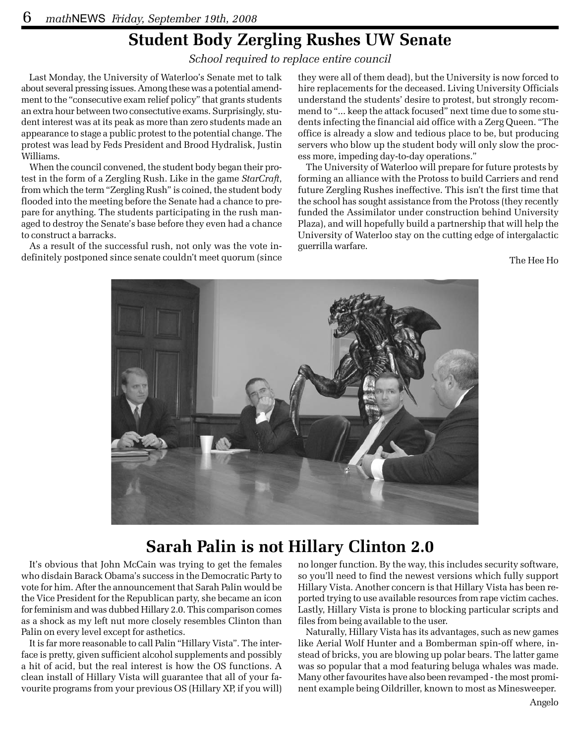# Student Body Zergling Rushes UW Senate

*School required to replace entire council*

Last Monday, the University of Waterloo's Senate met to talk about several pressing issues. Among these was a potential amendment to the "consecutive exam relief policy" that grants students an extra hour between two consectutive exams. Surprisingly, student interest was at its peak as more than zero students made an appearance to stage a public protest to the potential change. The protest was lead by Feds President and Brood Hydralisk, Justin Williams.

When the council convened, the student body began their protest in the form of a Zergling Rush. Like in the game *StarCraft*, from which the term "Zergling Rush" is coined, the student body flooded into the meeting before the Senate had a chance to prepare for anything. The students participating in the rush managed to destroy the Senate's base before they even had a chance to construct a barracks.

As a result of the successful rush, not only was the vote indefinitely postponed since senate couldn't meet quorum (since they were all of them dead), but the University is now forced to hire replacements for the deceased. Living University Officials understand the students' desire to protest, but strongly recommend to "... keep the attack focused" next time due to some students infecting the financial aid office with a Zerg Queen. "The office is already a slow and tedious place to be, but producing servers who blow up the student body will only slow the process more, impeding day-to-day operations."

The University of Waterloo will prepare for future protests by forming an alliance with the Protoss to build Carriers and rend future Zergling Rushes ineffective. This isn't the first time that the school has sought assistance from the Protoss (they recently funded the Assimilator under construction behind University Plaza), and will hopefully build a partnership that will help the University of Waterloo stay on the cutting edge of intergalactic guerrilla warfare.

The Hee Ho

# Sarah Palin is not Hillary Clinton 2.0

It's obvious that John McCain was trying to get the females who disdain Barack Obama's success in the Democratic Party to vote for him. After the announcement that Sarah Palin would be the Vice President for the Republican party, she became an icon for feminism and was dubbed Hillary 2.0. This comparison comes as a shock as my left nut more closely resembles Clinton than Palin on every level except for asthetics.

It is far more reasonable to call Palin "Hillary Vista". The interface is pretty, given sufficient alcohol supplements and possibly a hit of acid, but the real interest is how the OS functions. A clean install of Hillary Vista will guarantee that all of your favourite programs from your previous OS (Hillary XP, if you will) no longer function. By the way, this includes security software, so you'll need to find the newest versions which fully support Hillary Vista. Another concern is that Hillary Vista has been reported trying to use available resources from rape victim caches. Lastly, Hillary Vista is prone to blocking particular scripts and files from being available to the user.

Naturally, Hillary Vista has its advantages, such as new games like Aerial Wolf Hunter and a Bomberman spin-off where, instead of bricks, you are blowing up polar bears. The latter game was so popular that a mod featuring beluga whales was made. Many other favourites have also been revamped - the most prominent example being Oildriller, known to most as Minesweeper.

Angelo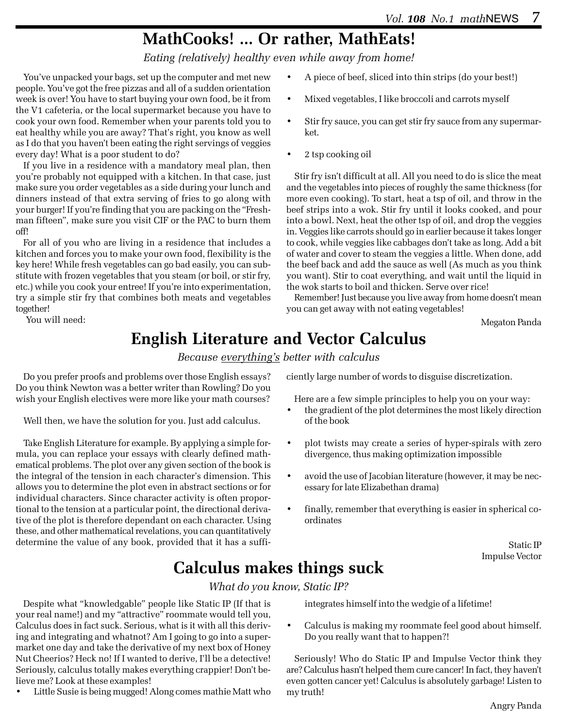# MathCooks! ... Or rather, MathEats!

*Eating (relatively) healthy even while away from home!*

You've unpacked your bags, set up the computer and met new people. You've got the free pizzas and all of a sudden orientation week is over! You have to start buying your own food, be it from the V1 cafeteria, or the local supermarket because you have to cook your own food. Remember when your parents told you to eat healthy while you are away? That's right, you know as well as I do that you haven't been eating the right servings of veggies every day! What is a poor student to do?

If you live in a residence with a mandatory meal plan, then you're probably not equipped with a kitchen. In that case, just make sure you order vegetables as a side during your lunch and dinners instead of that extra serving of fries to go along with your burger! If you're finding that you are packing on the "Freshman fifteen", make sure you visit CIF or the PAC to burn them off!

For all of you who are living in a residence that includes a kitchen and forces you to make your own food, flexibility is the key here! While fresh vegetables can go bad easily, you can substitute with frozen vegetables that you steam (or boil, or stir fry, etc.) while you cook your entree! If you're into experimentation, try a simple stir fry that combines both meats and vegetables together!

You will need:

- A piece of beef, sliced into thin strips (do your best!)
- Mixed vegetables, I like broccoli and carrots myself
- Stir fry sauce, you can get stir fry sauce from any supermarket.
- 2 tsp cooking oil

Stir fry isn't difficult at all. All you need to do is slice the meat and the vegetables into pieces of roughly the same thickness (for more even cooking). To start, heat a tsp of oil, and throw in the beef strips into a wok. Stir fry until it looks cooked, and pour into a bowl. Next, heat the other tsp of oil, and drop the veggies in. Veggies like carrots should go in earlier because it takes longer to cook, while veggies like cabbages don't take as long. Add a bit of water and cover to steam the veggies a little. When done, add the beef back and add the sauce as well (As much as you think you want). Stir to coat everything, and wait until the liquid in the wok starts to boil and thicken. Serve over rice!

Remember! Just because you live away from home doesn't mean you can get away with not eating vegetables!

Megaton Panda

# English Literature and Vector Calculus

*Because everything's better with calculus*

Do you prefer proofs and problems over those English essays? Do you think Newton was a better writer than Rowling? Do you wish your English electives were more like your math courses?

Well then, we have the solution for you. Just add calculus.

Take English Literature for example. By applying a simple formula, you can replace your essays with clearly defined mathematical problems. The plot over any given section of the book is the integral of the tension in each character's dimension. This allows you to determine the plot even in abstract sections or for individual characters. Since character activity is often proportional to the tension at a particular point, the directional derivative of the plot is therefore dependant on each character. Using these, and other mathematical revelations, you can quantitatively determine the value of any book, provided that it has a sufficiently large number of words to disguise discretization.

Here are a few simple principles to help you on your way:

- the gradient of the plot determines the most likely direction of the book
- plot twists may create a series of hyper-spirals with zero divergence, thus making optimization impossible
- avoid the use of Jacobian literature (however, it may be necessary for late Elizabethan drama)
- finally, remember that everything is easier in spherical coordinates

Static IP
Impulse Vector

# Calculus makes things suck

*What do you know, Static IP?*

Despite what "knowledgable" people like Static IP (If that is your real name!) and my "attractive" roommate would tell you, Calculus does in fact suck. Serious, what is it with all this deriving and integrating and whatnot? Am I going to go into a supermarket one day and take the derivative of my next box of Honey Nut Cheerios? Heck no! If I wanted to derive, I'll be a detective! Seriously, calculus totally makes everything crappier! Don't believe me? Look at these examples!

- Little Susie is being mugged! Along comes mathie Matt who integrates himself into the wedgie of a lifetime!
- Calculus is making my roommate feel good about himself. Do you really want that to happen?!

Seriously! Who do Static IP and Impulse Vector think they are? Calculus hasn't helped them cure cancer! In fact, they haven't even gotten cancer yet! Calculus is absolutely garbage! Listen to my truth!

Angry Panda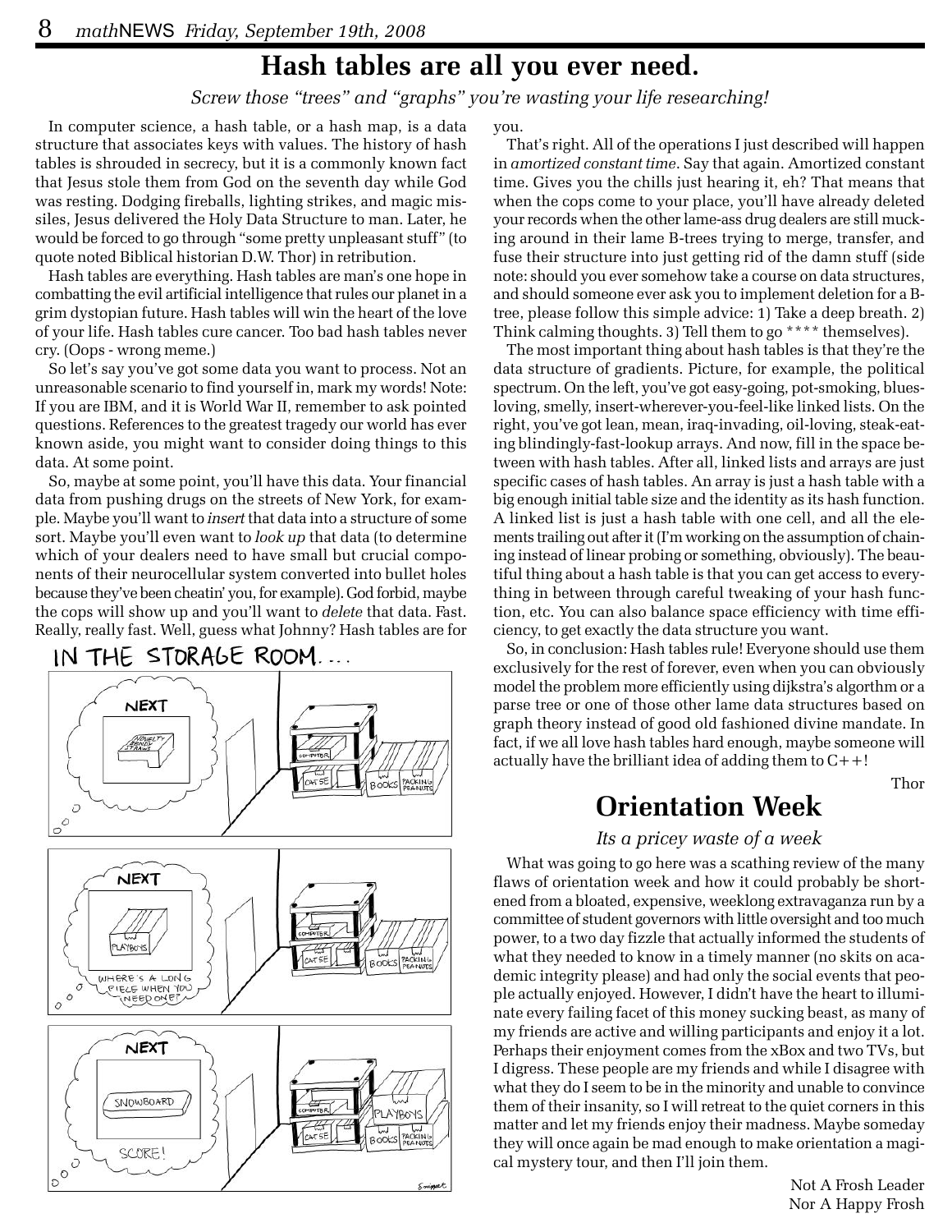# Hash tables are all you ever need.

*Screw those "trees" and "graphs" you're wasting your life researching!*

In computer science, a hash table, or a hash map, is a data structure that associates keys with values. The history of hash tables is shrouded in secrecy, but it is a commonly known fact that Jesus stole them from God on the seventh day while God was resting. Dodging fireballs, lighting strikes, and magic missiles, Jesus delivered the Holy Data Structure to man. Later, he would be forced to go through "some pretty unpleasant stuff" (to quote noted Biblical historian D.W. Thor) in retribution.

Hash tables are everything. Hash tables are man's one hope in combatting the evil artificial intelligence that rules our planet in a grim dystopian future. Hash tables will win the heart of the love of your life. Hash tables cure cancer. Too bad hash tables never cry. (Oops - wrong meme.)

So let's say you've got some data you want to process. Not an unreasonable scenario to find yourself in, mark my words! Note: If you are IBM, and it is World War II, remember to ask pointed questions. References to the greatest tragedy our world has ever known aside, you might want to consider doing things to this data. At some point.

So, maybe at some point, you'll have this data. Your financial data from pushing drugs on the streets of New York, for example. Maybe you'll want to *insert* that data into a structure of some sort. Maybe you'll even want to *look up* that data (to determine which of your dealers need to have small but crucial components of their neurocellular system converted into bullet holes because they've been cheatin' you, for example). God forbid, maybe the cops will show up and you'll want to *delete* that data. Fast. Really, really fast. Well, guess what Johnny? Hash tables are for you.

That's right. All of the operations I just described will happen in *amortized constant time*. Say that again. Amortized constant time. Gives you the chills just hearing it, eh? That means that when the cops come to your place, you'll have already deleted your records when the other lame-ass drug dealers are still mucking around in their lame B-trees trying to merge, transfer, and fuse their structure into just getting rid of the damn stuff (side note: should you ever somehow take a course on data structures, and should someone ever ask you to implement deletion for a B-tree, please follow this simple advice: 1) Take a deep breath. 2) Think calming thoughts. 3) Tell them to go **** themselves).

The most important thing about hash tables is that they're the data structure of gradients. Picture, for example, the political spectrum. On the left, you've got easy-going, pot-smoking, blues-loving, smelly, insert-wherever-you-feel-like linked lists. On the right, you've got lean, mean, iraq-invading, oil-loving, steak-eating blindingly-fast-lookup arrays. And now, fill in the space between with hash tables. After all, linked lists and arrays are just specific cases of hash tables. An array is just a hash table with a big enough initial table size and the identity as its hash function. A linked list is just a hash table with one cell, and all the elements trailing out after it (I'm working on the assumption of chaining instead of linear probing or something, obviously). The beautiful thing about a hash table is that you can get access to everything in between through careful tweaking of your hash function, etc. You can also balance space efficiency with time efficiency, to get exactly the data structure you want.

So, in conclusion: Hash tables rule! Everyone should use them exclusively for the rest of forever, even when you can obviously model the problem more efficiently using dijkstra's algorthm or a parse tree or one of those other lame data structures based on graph theory instead of good old fashioned divine mandate. In fact, if we all love hash tables hard enough, maybe someone will actually have the brilliant idea of adding them to C++!

Thor

# Orientation Week

*Its a pricey waste of a week*

What was going to go here was a scathing review of the many flaws of orientation week and how it could probably be shortened from a bloated, expensive, weeklong extravaganza run by a committee of student governors with little oversight and too much power, to a two day fizzle that actually informed the students of what they needed to know in a timely manner (no skits on academic integrity please) and had only the social events that people actually enjoyed. However, I didn't have the heart to illuminate every failing facet of this money sucking beast, as many of my friends are active and willing participants and enjoy it a lot. Perhaps their enjoyment comes from the xBox and two TVs, but I digress. These people are my friends and while I disagree with what they do I seem to be in the minority and unable to convince them of their insanity, so I will retreat to the quiet corners in this matter and let my friends enjoy their madness. Maybe someday they will once again be mad enough to make orientation a magical mystery tour, and then I'll join them.

Not A Frosh Leader
Nor A Happy Frosh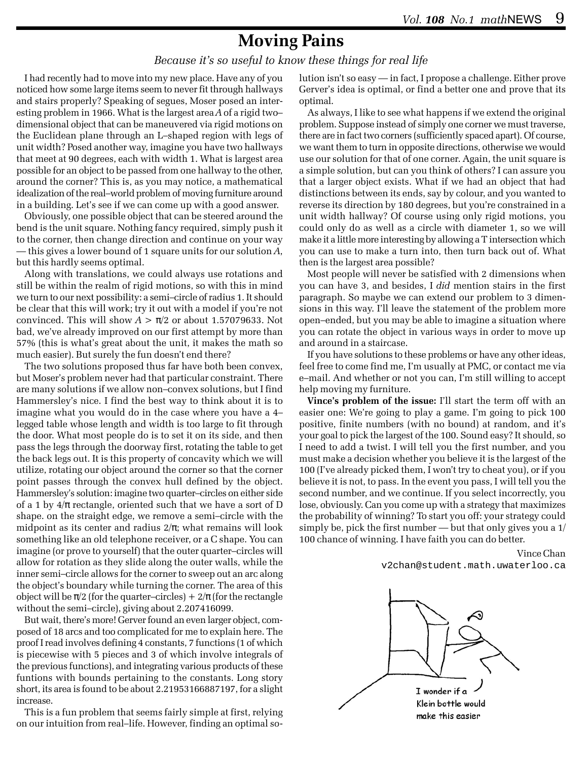# Moving Pains

*Because it's so useful to know these things for real life*

I had recently had to move into my new place. Have any of you noticed how some large items seem to never fit through hallways and stairs properly? Speaking of segues, Moser posed an interesting problem in 1966. What is the largest area $A$ of a rigid two–dimensional object that can be maneuvered via rigid motions on the Euclidean plane through an L–shaped region with legs of unit width? Posed another way, imagine you have two hallways that meet at 90 degrees, each with width 1. What is largest area possible for an object to be passed from one hallway to the other, around the corner? This is, as you may notice, a mathematical idealization of the real–world problem of moving furniture around in a building. Let's see if we can come up with a good answer.

Obviously, one possible object that can be steered around the bend is the unit square. Nothing fancy required, simply push it to the corner, then change direction and continue on your way — this gives a lower bound of 1 square units for our solution $A$, but this hardly seems optimal.

Along with translations, we could always use rotations and still be within the realm of rigid motions, so with this in mind we turn to our next possibility: a semi–circle of radius 1. It should be clear that this will work; try it out with a model if you're not convinced. This will show $A > \pi/2$ or about 1.57079633. Not bad, we've already improved on our first attempt by more than 57% (this is what's great about the unit, it makes the math so much easier). But surely the fun doesn't end there?

The two solutions proposed thus far have both been convex, but Moser's problem never had that particular constraint. There are many solutions if we allow non–convex solutions, but I find Hammersley's nice. I find the best way to think about it is to imagine what you would do in the case where you have a 4–legged table whose length and width is too large to fit through the door. What most people do is to set it on its side, and then pass the legs through the doorway first, rotating the table to get the back legs out. It is this property of concavity which we will utilize, rotating our object around the corner so that the corner point passes through the convex hull defined by the object. Hammersley's solution: imagine two quarter–circles on either side of a 1 by $4/\pi$ rectangle, oriented such that we have a sort of D shape. on the straight edge, we remove a semi–circle with the midpoint as its center and radius $2/\pi$; what remains will look something like an old telephone receiver, or a C shape. You can imagine (or prove to yourself) that the outer quarter–circles will allow for rotation as they slide along the outer walls, while the inner semi–circle allows for the corner to sweep out an arc along the object's boundary while turning the corner. The area of this object will be $\pi/2$ (for the quarter–circles) + $2/\pi$ (for the rectangle without the semi–circle), giving about 2.207416099.

But wait, there's more! Gerver found an even larger object, composed of 18 arcs and too complicated for me to explain here. The proof I read involves defining 4 constants, 7 functions (1 of which is piecewise with 5 pieces and 3 of which involve integrals of the previous functions), and integrating various products of these funtions with bounds pertaining to the constants. Long story short, its area is found to be about 2.21953166887197, for a slight increase.

This is a fun problem that seems fairly simple at first, relying on our intuition from real–life. However, finding an optimal solution isn't so easy — in fact, I propose a challenge. Either prove Gerver's idea is optimal, or find a better one and prove that its optimal.

As always, I like to see what happens if we extend the original problem. Suppose instead of simply one corner we must traverse, there are in fact two corners (sufficiently spaced apart). Of course, we want them to turn in opposite directions, otherwise we would use our solution for that of one corner. Again, the unit square is a simple solution, but can you think of others? I can assure you that a larger object exists. What if we had an object that had distinctions between its ends, say by colour, and you wanted to reverse its direction by 180 degrees, but you're constrained in a unit width hallway? Of course using only rigid motions, you could only do as well as a circle with diameter 1, so we will make it a little more interesting by allowing a T intersection which you can use to make a turn into, then turn back out of. What then is the largest area possible?

Most people will never be satisfied with 2 dimensions when you can have 3, and besides, I *did* mention stairs in the first paragraph. So maybe we can extend our problem to 3 dimensions in this way. I'll leave the statement of the problem more open–ended, but you may be able to imagine a situation where you can rotate the object in various ways in order to move up and around in a staircase.

If you have solutions to these problems or have any other ideas, feel free to come find me, I'm usually at PMC, or contact me via e–mail. And whether or not you can, I'm still willing to accept help moving my furniture.

**Vince's problem of the issue:** I'll start the term off with an easier one: We're going to play a game. I'm going to pick 100 positive, finite numbers (with no bound) at random, and it's your goal to pick the largest of the 100. Sound easy? It should, so I need to add a twist. I will tell you the first number, and you must make a decision whether you believe it is the largest of the 100 (I've already picked them, I won't try to cheat you), or if you believe it is not, to pass. In the event you pass, I will tell you the second number, and we continue. If you select incorrectly, you lose, obviously. Can you come up with a strategy that maximizes the probability of winning? To start you off: your strategy could simply be, pick the first number — but that only gives you a 1/100 chance of winning. I have faith you can do better.

Vince Chan
v2chan@student.math.uwaterloo.ca

I wonder if a Klein bottle would make this easier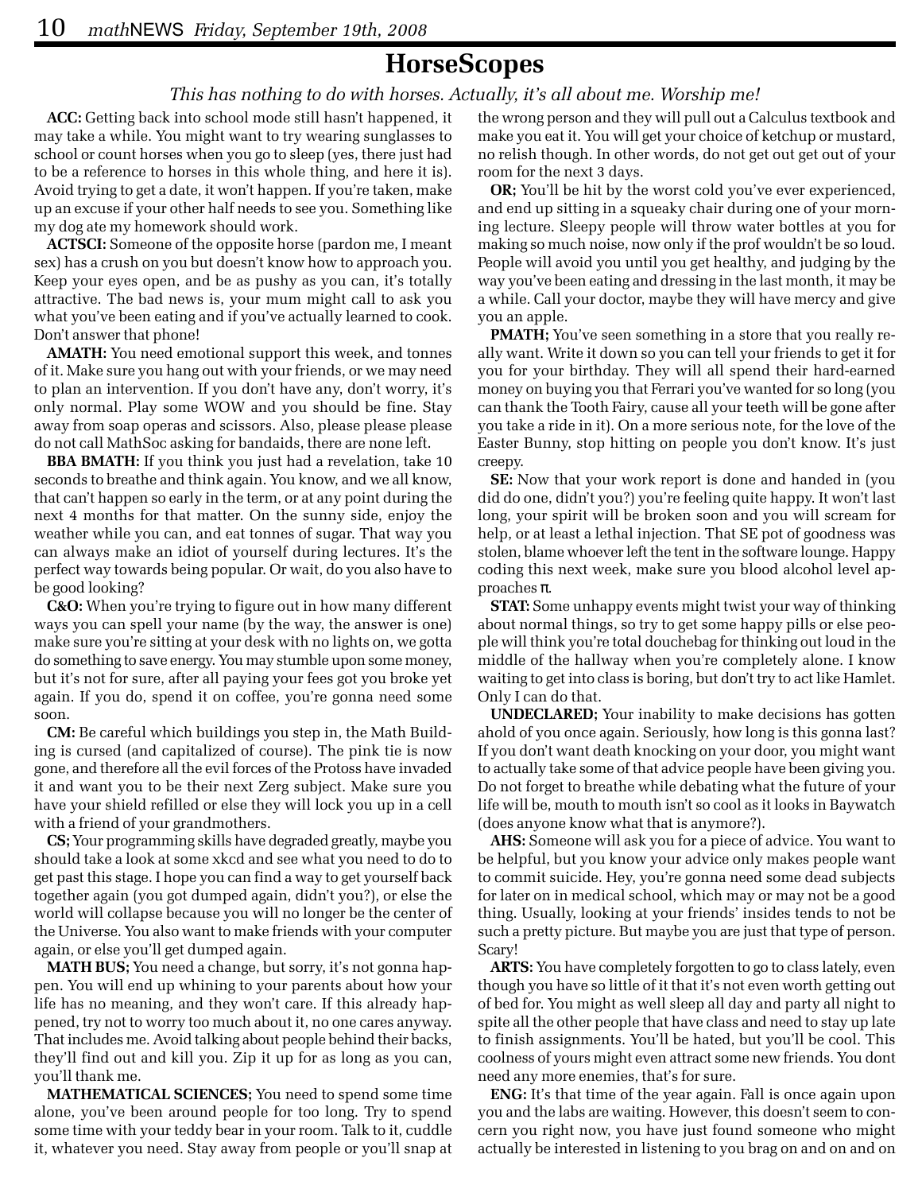# HorseScopes

*This has nothing to do with horses. Actually, it's all about me. Worship me!*

**ACC:** Getting back into school mode still hasn't happened, it may take a while. You might want to try wearing sunglasses to school or count horses when you go to sleep (yes, there just had to be a reference to horses in this whole thing, and here it is). Avoid trying to get a date, it won't happen. If you're taken, make up an excuse if your other half needs to see you. Something like my dog ate my homework should work.

**ACTSCI:** Someone of the opposite horse (pardon me, I meant sex) has a crush on you but doesn't know how to approach you. Keep your eyes open, and be as pushy as you can, it's totally attractive. The bad news is, your mum might call to ask you what you've been eating and if you've actually learned to cook. Don't answer that phone!

**AMATH:** You need emotional support this week, and tonnes of it. Make sure you hang out with your friends, or we may need to plan an intervention. If you don't have any, don't worry, it's only normal. Play some WOW and you should be fine. Stay away from soap operas and scissors. Also, please please please do not call MathSoc asking for bandaids, there are none left.

**BBA BMATH:** If you think you just had a revelation, take 10 seconds to breathe and think again. You know, and we all know, that can't happen so early in the term, or at any point during the next 4 months for that matter. On the sunny side, enjoy the weather while you can, and eat tonnes of sugar. That way you can always make an idiot of yourself during lectures. It's the perfect way towards being popular. Or wait, do you also have to be good looking?

**C&O:** When you're trying to figure out in how many different ways you can spell your name (by the way, the answer is one) make sure you're sitting at your desk with no lights on, we gotta do something to save energy. You may stumble upon some money, but it's not for sure, after all paying your fees got you broke yet again. If you do, spend it on coffee, you're gonna need some soon.

**CM:** Be careful which buildings you step in, the Math Building is cursed (and capitalized of course). The pink tie is now gone, and therefore all the evil forces of the Protoss have invaded it and want you to be their next Zerg subject. Make sure you have your shield refilled or else they will lock you up in a cell with a friend of your grandmothers.

**CS;** Your programming skills have degraded greatly, maybe you should take a look at some xkcd and see what you need to do to get past this stage. I hope you can find a way to get yourself back together again (you got dumped again, didn't you?), or else the world will collapse because you will no longer be the center of the Universe. You also want to make friends with your computer again, or else you'll get dumped again.

**MATH BUS;** You need a change, but sorry, it's not gonna happen. You will end up whining to your parents about how your life has no meaning, and they won't care. If this already happened, try not to worry too much about it, no one cares anyway. That includes me. Avoid talking about people behind their backs, they'll find out and kill you. Zip it up for as long as you can, you'll thank me.

**MATHEMATICAL SCIENCES;** You need to spend some time alone, you've been around people for too long. Try to spend some time with your teddy bear in your room. Talk to it, cuddle it, whatever you need. Stay away from people or you'll snap at the wrong person and they will pull out a Calculus textbook and make you eat it. You will get your choice of ketchup or mustard, no relish though. In other words, do not get out get out of your room for the next 3 days.

**OR;** You'll be hit by the worst cold you've ever experienced, and end up sitting in a squeaky chair during one of your morning lecture. Sleepy people will throw water bottles at you for making so much noise, now only if the prof wouldn't be so loud. People will avoid you until you get healthy, and judging by the way you've been eating and dressing in the last month, it may be a while. Call your doctor, maybe they will have mercy and give you an apple.

**PMATH;** You've seen something in a store that you really really want. Write it down so you can tell your friends to get it for you for your birthday. They will all spend their hard-earned money on buying you that Ferrari you've wanted for so long (you can thank the Tooth Fairy, cause all your teeth will be gone after you take a ride in it). On a more serious note, for the love of the Easter Bunny, stop hitting on people you don't know. It's just creepy.

**SE:** Now that your work report is done and handed in (you did do one, didn't you?) you're feeling quite happy. It won't last long, your spirit will be broken soon and you will scream for help, or at least a lethal injection. That SE pot of goodness was stolen, blame whoever left the tent in the software lounge. Happy coding this next week, make sure you blood alcohol level approaches $\pi$.

**STAT:** Some unhappy events might twist your way of thinking about normal things, so try to get some happy pills or else people will think you're total douchebag for thinking out loud in the middle of the hallway when you're completely alone. I know waiting to get into class is boring, but don't try to act like Hamlet. Only I can do that.

**UNDECLARED;** Your inability to make decisions has gotten ahold of you once again. Seriously, how long is this gonna last? If you don't want death knocking on your door, you might want to actually take some of that advice people have been giving you. Do not forget to breathe while debating what the future of your life will be, mouth to mouth isn't so cool as it looks in Baywatch (does anyone know what that is anymore?).

**AHS:** Someone will ask you for a piece of advice. You want to be helpful, but you know your advice only makes people want to commit suicide. Hey, you're gonna need some dead subjects for later on in medical school, which may or may not be a good thing. Usually, looking at your friends' insides tends to not be such a pretty picture. But maybe you are just that type of person. Scary!

**ARTS:** You have completely forgotten to go to class lately, even though you have so little of it that it's not even worth getting out of bed for. You might as well sleep all day and party all night to spite all the other people that have class and need to stay up late to finish assignments. You'll be hated, but you'll be cool. This coolness of yours might even attract some new friends. You dont need any more enemies, that's for sure.

**ENG:** It's that time of the year again. Fall is once again upon you and the labs are waiting. However, this doesn't seem to concern you right now, you have just found someone who might actually be interested in listening to you brag on and on and on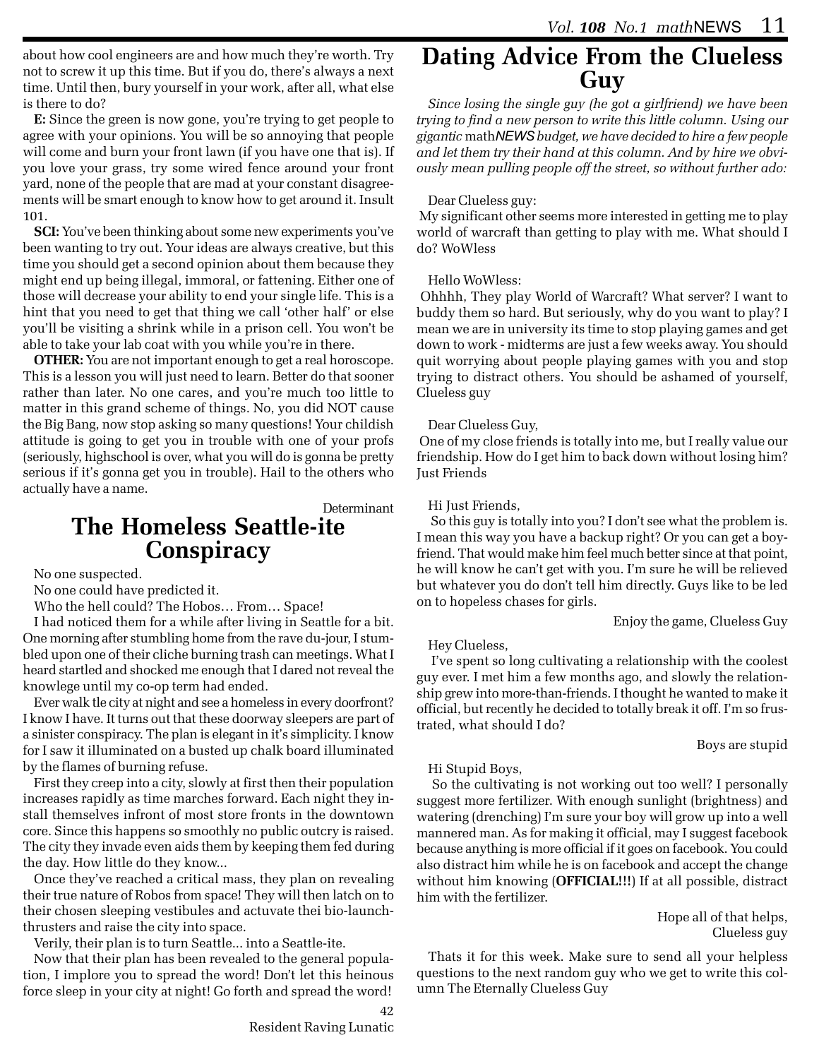about how cool engineers are and how much they're worth. Try not to screw it up this time. But if you do, there's always a next time. Until then, bury yourself in your work, after all, what else is there to do?

**E:** Since the green is now gone, you're trying to get people to agree with your opinions. You will be so annoying that people will come and burn your front lawn (if you have one that is). If you love your grass, try some wired fence around your front yard, none of the people that are mad at your constant disagreements will be smart enough to know how to get around it. Insult 101.

**SCI:** You've been thinking about some new experiments you've been wanting to try out. Your ideas are always creative, but this time you should get a second opinion about them because they might end up being illegal, immoral, or fattening. Either one of those will decrease your ability to end your single life. This is a hint that you need to get that thing we call 'other half' or else you'll be visiting a shrink while in a prison cell. You won't be able to take your lab coat with you while you're in there.

**OTHER:** You are not important enough to get a real horoscope. This is a lesson you will just need to learn. Better do that sooner rather than later. No one cares, and you're much too little to matter in this grand scheme of things. No, you did NOT cause the Big Bang, now stop asking so many questions! Your childish attitude is going to get you in trouble with one of your profs (seriously, highschool is over, what you will do is gonna be pretty serious if it's gonna get you in trouble). Hail to the others who actually have a name.

Determinant

# The Homeless Seattle-ite Conspiracy

No one suspected.

No one could have predicted it.

Who the hell could? The Hobos… From… Space!

I had noticed them for a while after living in Seattle for a bit. One morning after stumbling home from the rave du-jour, I stumbled upon one of their cliche burning trash can meetings. What I heard startled and shocked me enough that I dared not reveal the knowlege until my co-op term had ended.

Ever walk tle city at night and see a homeless in every doorfront? I know I have. It turns out that these doorway sleepers are part of a sinister conspiracy. The plan is elegant in it's simplicity. I know for I saw it illuminated on a busted up chalk board illuminated by the flames of burning refuse.

First they creep into a city, slowly at first then their population increases rapidly as time marches forward. Each night they install themselves infront of most store fronts in the downtown core. Since this happens so smoothly no public outcry is raised. The city they invade even aids them by keeping them fed during the day. How little do they know...

Once they've reached a critical mass, they plan on revealing their true nature of Robos from space! They will then latch on to their chosen sleeping vestibules and actvate thei bio-launch-thrusters and raise the city into space.

Verily, their plan is to turn Seattle... into a Seattle-ite.

Now that their plan has been revealed to the general population, I implore you to spread the word! Don't let this heinous force sleep in your city at night! Go forth and spread the word!

42
Resident Raving Lunatic

# Dating Advice From the Clueless Guy

*Since losing the single guy (he got a girlfriend) we have been trying to find a new person to write this little column. Using our gigantic* math*NEWS budget, we have decided to hire a few people and let them try their hand at this column. And by hire we obviously mean pulling people off the street, so without further ado:*

Dear Clueless guy:

My significant other seems more interested in getting me to play world of warcraft than getting to play with me. What should I do? WoWless

Hello WoWless:

Ohhhh, They play World of Warcraft? What server? I want to buddy them so hard. But seriously, why do you want to play? I mean we are in university its time to stop playing games and get down to work - midterms are just a few weeks away. You should quit worrying about people playing games with you and stop trying to distract others. You should be ashamed of yourself, Clueless guy

Dear Clueless Guy,

One of my close friends is totally into me, but I really value our friendship. How do I get him to back down without losing him? Just Friends

Hi Just Friends,

So this guy is totally into you? I don't see what the problem is. I mean this way you have a backup right? Or you can get a boyfriend. That would make him feel much better since at that point, he will know he can't get with you. I'm sure he will be relieved but whatever you do don't tell him directly. Guys like to be led on to hopeless chases for girls.

Enjoy the game, Clueless Guy

Hey Clueless,

I've spent so long cultivating a relationship with the coolest guy ever. I met him a few months ago, and slowly the relationship grew into more-than-friends. I thought he wanted to make it official, but recently he decided to totally break it off. I'm so frustrated, what should I do?

Boys are stupid

Hi Stupid Boys,

So the cultivating is not working out too well? I personally suggest more fertilizer. With enough sunlight (brightness) and watering (drenching) I'm sure your boy will grow up into a well mannered man. As for making it official, may I suggest facebook because anything is more official if it goes on facebook. You could also distract him while he is on facebook and accept the change without him knowing (**OFFICIAL!!!**) If at all possible, distract him with the fertilizer.

Hope all of that helps,
Clueless guy

Thats it for this week. Make sure to send all your helpless questions to the next random guy who we get to write this column The Eternally Clueless Guy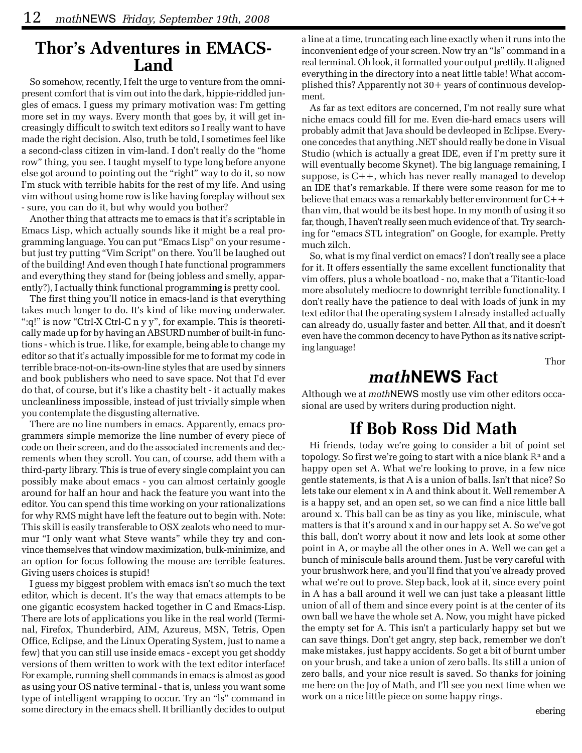## Thor's Adventures in EMACS-Land

So somehow, recently, I felt the urge to venture from the omnipresent comfort that is vim out into the dark, hippie-riddled jungles of emacs. I guess my primary motivation was: I'm getting more set in my ways. Every month that goes by, it will get increasingly difficult to switch text editors so I really want to have made the right decision. Also, truth be told, I sometimes feel like a second-class citizen in vim-land. I don't really do the "home row" thing, you see. I taught myself to type long before anyone else got around to pointing out the "right" way to do it, so now I'm stuck with terrible habits for the rest of my life. And using vim without using home row is like having foreplay without sex - sure, you can do it, but why would you bother?

Another thing that attracts me to emacs is that it's scriptable in Emacs Lisp, which actually sounds like it might be a real programming language. You can put "Emacs Lisp" on your resume - but just try putting "Vim Script" on there. You'll be laughed out of the building! And even though I hate functional programmers and everything they stand for (being jobless and smelly, apparently?), I actually think functional programm**ing** is pretty cool.

The first thing you'll notice in emacs-land is that everything takes much longer to do. It's kind of like moving underwater. ":q!" is now "Ctrl-X Ctrl-C n y y", for example. This is theoretically made up for by having an ABSURD number of built-in functions - which is true. I like, for example, being able to change my editor so that it's actually impossible for me to format my code in terrible brace-not-on-its-own-line styles that are used by sinners and book publishers who need to save space. Not that I'd ever do that, of course, but it's like a chastity belt - it actually makes uncleanliness impossible, instead of just trivially simple when you contemplate the disgusting alternative.

There are no line numbers in emacs. Apparently, emacs programmers simple memorize the line number of every piece of code on their screen, and do the associated increments and decrements when they scroll. You can, of course, add them with a third-party library. This is true of every single complaint you can possibly make about emacs - you can almost certainly google around for half an hour and hack the feature you want into the editor. You can spend this time working on your rationalizations for why RMS might have left the feature out to begin with. Note: This skill is easily transferable to OSX zealots who need to murmur "I only want what Steve wants" while they try and convince themselves that window maximization, bulk-minimize, and an option for focus following the mouse are terrible features. Giving users choices is stupid!

I guess my biggest problem with emacs isn't so much the text editor, which is decent. It's the way that emacs attempts to be one gigantic ecosystem hacked together in C and Emacs-Lisp. There are lots of applications you like in the real world (Terminal, Firefox, Thunderbird, AIM, Azureus, MSN, Tetris, Open Office, Eclipse, and the Linux Operating System, just to name a few) that you can still use inside emacs - except you get shoddy versions of them written to work with the text editor interface! For example, running shell commands in emacs is almost as good as using your OS native terminal - that is, unless you want some type of intelligent wrapping to occur. Try an "ls" command in some directory in the emacs shell. It brilliantly decides to output a line at a time, truncating each line exactly when it runs into the inconvenient edge of your screen. Now try an "ls" command in a real terminal. Oh look, it formatted your output prettily. It aligned everything in the directory into a neat little table! What accomplished this? Apparently not 30+ years of continuous development.

As far as text editors are concerned, I'm not really sure what niche emacs could fill for me. Even die-hard emacs users will probably admit that Java should be devleoped in Eclipse. Everyone concedes that anything .NET should really be done in Visual Studio (which is actually a great IDE, even if I'm pretty sure it will eventually become Skynet). The big language remaining, I suppose, is C++, which has never really managed to develop an IDE that's remarkable. If there were some reason for me to believe that emacs was a remarkably better environment for C++ than vim, that would be its best hope. In my month of using it so far, though, I haven't really seen much evidence of that. Try searching for "emacs STL integration" on Google, for example. Pretty much zilch.

So, what is my final verdict on emacs? I don't really see a place for it. It offers essentially the same excellent functionality that vim offers, plus a whole boatload - no, make that a Titantic-load more absolutely mediocre to downright terrible functionality. I don't really have the patience to deal with loads of junk in my text editor that the operating system I already installed actually can already do, usually faster and better. All that, and it doesn't even have the common decency to have Python as its native scripting language!

Thor

## *math*NEWS Fact

Although we at *math*NEWS mostly use vim other editors occasional are used by writers during production night.

## If Bob Ross Did Math

Hi friends, today we're going to consider a bit of point set topology. So first we're going to start with a nice blank $\mathbb{R}^n$ and a happy open set A. What we're looking to prove, in a few nice gentle statements, is that A is a union of balls. Isn't that nice? So lets take our element x in A and think about it. Well remember A is a happy set, and an open set, so we can find a nice little ball around x. This ball can be as tiny as you like, miniscule, what matters is that it's around x and in our happy set A. So we've got this ball, don't worry about it now and lets look at some other point in A, or maybe all the other ones in A. Well we can get a bunch of miniscule balls around them. Just be very careful with your brushwork here, and you'll find that you've already proved what we're out to prove. Step back, look at it, since every point in A has a ball around it well we can just take a pleasant little union of all of them and since every point is at the center of its own ball we have the whole set A. Now, you might have picked the empty set for A. This isn't a particularly happy set but we can save things. Don't get angry, step back, remember we don't make mistakes, just happy accidents. So get a bit of burnt umber on your brush, and take a union of zero balls. Its still a union of zero balls, and your nice result is saved. So thanks for joining me here on the Joy of Math, and I'll see you next time when we work on a nice little piece on some happy rings.

ebering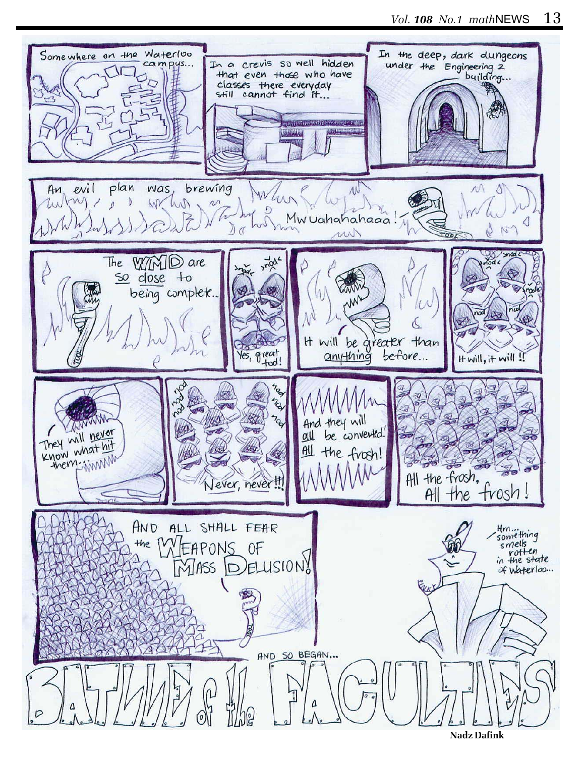Somewhere on the Waterloo campus...

In a crevis so well hidden that even those who have classes there everyday still cannot find it...

In the deep, dark dungeons under the Engineering 2 building...

An evil plan was brewing

Mwuahahahaaa!

The WMD are so close to being complete...

nod nod

Yes, great tool!

It will be greater than anything before...

nod nod nod nod

It will, it will !!

They will never know what hit them...

nod nod nod nod nod nod

Never, never!!!

And they will all be converted! All the frosh!

All the frosh, All the frosh!

AND ALL SHALL FEAR the WEAPONS OF MASS DELUSION!

Hm... something smells rotten in the state of Waterloo...

AND SO BEGAN...

# BATTLE of the FACULTIES

**Nadz Dafink**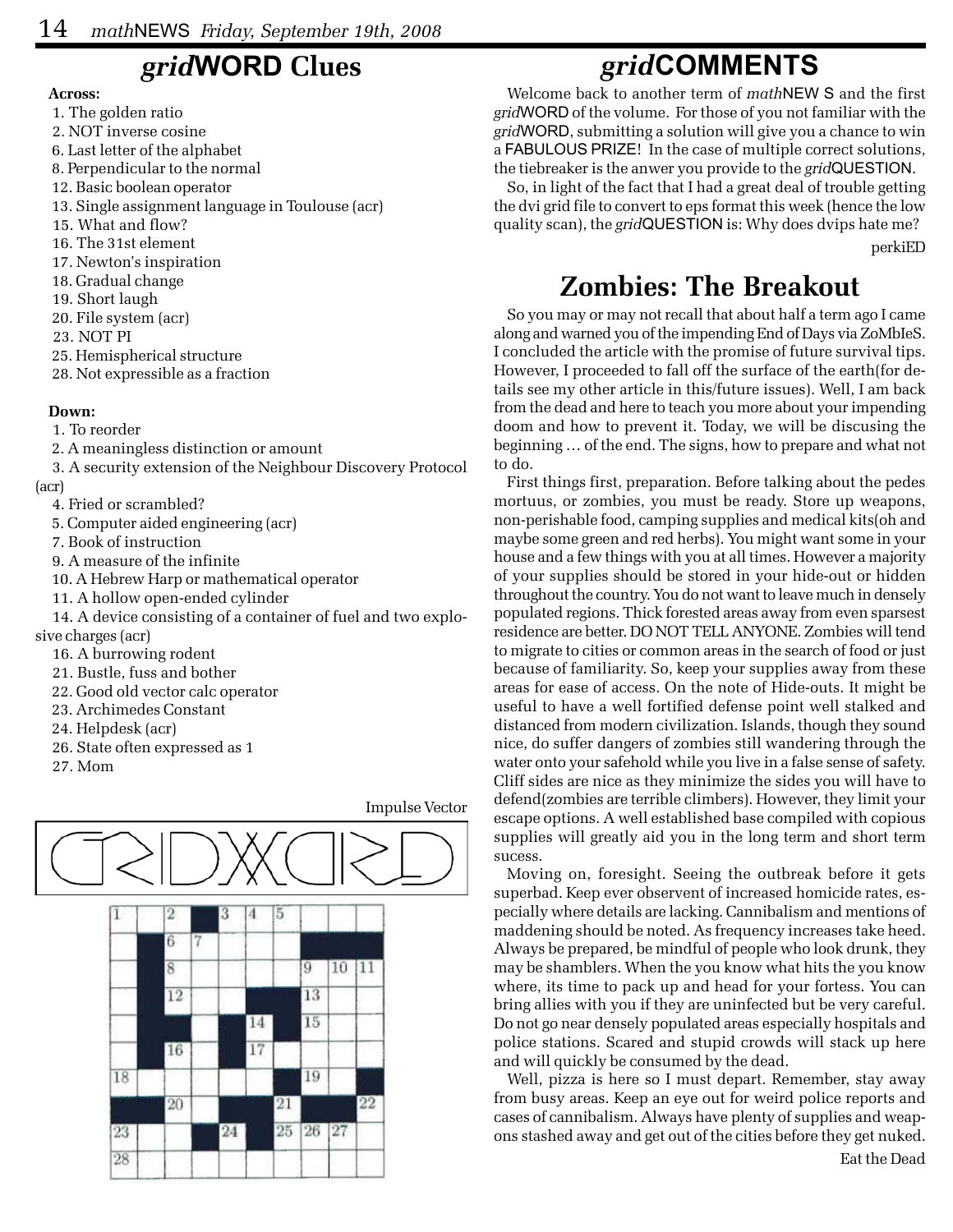## *grid*WORD Clues

**Across:**

1. The golden ratio
2. NOT inverse cosine
6. Last letter of the alphabet
8. Perpendicular to the normal
12. Basic boolean operator
13. Single assignment language in Toulouse (acr)
15. What and flow?
16. The 31st element
17. Newton's inspiration
18. Gradual change
19. Short laugh
20. File system (acr)
23. NOT PI
25. Hemispherical structure
28. Not expressible as a fraction

**Down:**

1. To reorder
2. A meaningless distinction or amount
3. A security extension of the Neighbour Discovery Protocol (acr)
4. Fried or scrambled?
5. Computer aided engineering (acr)
7. Book of instruction
9. A measure of the infinite
10. A Hebrew Harp or mathematical operator
11. A hollow open-ended cylinder
14. A device consisting of a container of fuel and two explosive charges (acr)
16. A burrowing rodent
21. Bustle, fuss and bother
22. Good old vector calc operator
23. Archimedes Constant
24. Helpdesk (acr)
26. State often expressed as 1
27. Mom

Impulse Vector

GRIDWORD

## *grid*COMMENTS

Welcome back to another term of *math*NEWS and the first *grid*WORD of the volume. For those of you not familiar with the *grid*WORD, submitting a solution will give you a chance to win a FABULOUS PRIZE! In the case of multiple correct solutions, the tiebreaker is the anwer you provide to the *grid*QUESTION.

So, in light of the fact that I had a great deal of trouble getting the dvi grid file to convert to eps format this week (hence the low quality scan), the *grid*QUESTION is: Why does dvips hate me?

perkiED

## Zombies: The Breakout

So you may or may not recall that about half a term ago I came along and warned you of the impending End of Days via ZoMbIeS. I concluded the article with the promise of future survival tips. However, I proceeded to fall off the surface of the earth(for details see my other article in this/future issues). Well, I am back from the dead and here to teach you more about your impending doom and how to prevent it. Today, we will be discusing the beginning … of the end. The signs, how to prepare and what not to do.

First things first, preparation. Before talking about the pedes mortuus, or zombies, you must be ready. Store up weapons, non-perishable food, camping supplies and medical kits(oh and maybe some green and red herbs). You might want some in your house and a few things with you at all times. However a majority of your supplies should be stored in your hide-out or hidden throughout the country. You do not want to leave much in densely populated regions. Thick forested areas away from even sparsest residence are better. DO NOT TELL ANYONE. Zombies will tend to migrate to cities or common areas in the search of food or just because of familiarity. So, keep your supplies away from these areas for ease of access. On the note of Hide-outs. It might be useful to have a well fortified defense point well stalked and distanced from modern civilization. Islands, though they sound nice, do suffer dangers of zombies still wandering through the water onto your safehold while you live in a false sense of safety. Cliff sides are nice as they minimize the sides you will have to defend(zombies are terrible climbers). However, they limit your escape options. A well established base compiled with copious supplies will greatly aid you in the long term and short term sucess.

Moving on, foresight. Seeing the outbreak before it gets superbad. Keep ever observent of increased homicide rates, especially where details are lacking. Cannibalism and mentions of maddening should be noted. As frequency increases take heed. Always be prepared, be mindful of people who look drunk, they may be shamblers. When the you know what hits the you know where, its time to pack up and head for your fortess. You can bring allies with you if they are uninfected but be very careful. Do not go near densely populated areas especially hospitals and police stations. Scared and stupid crowds will stack up here and will quickly be consumed by the dead.

Well, pizza is here so I must depart. Remember, stay away from busy areas. Keep an eye out for weird police reports and cases of cannibalism. Always have plenty of supplies and weapons stashed away and get out of the cities before they get nuked.

Eat the Dead